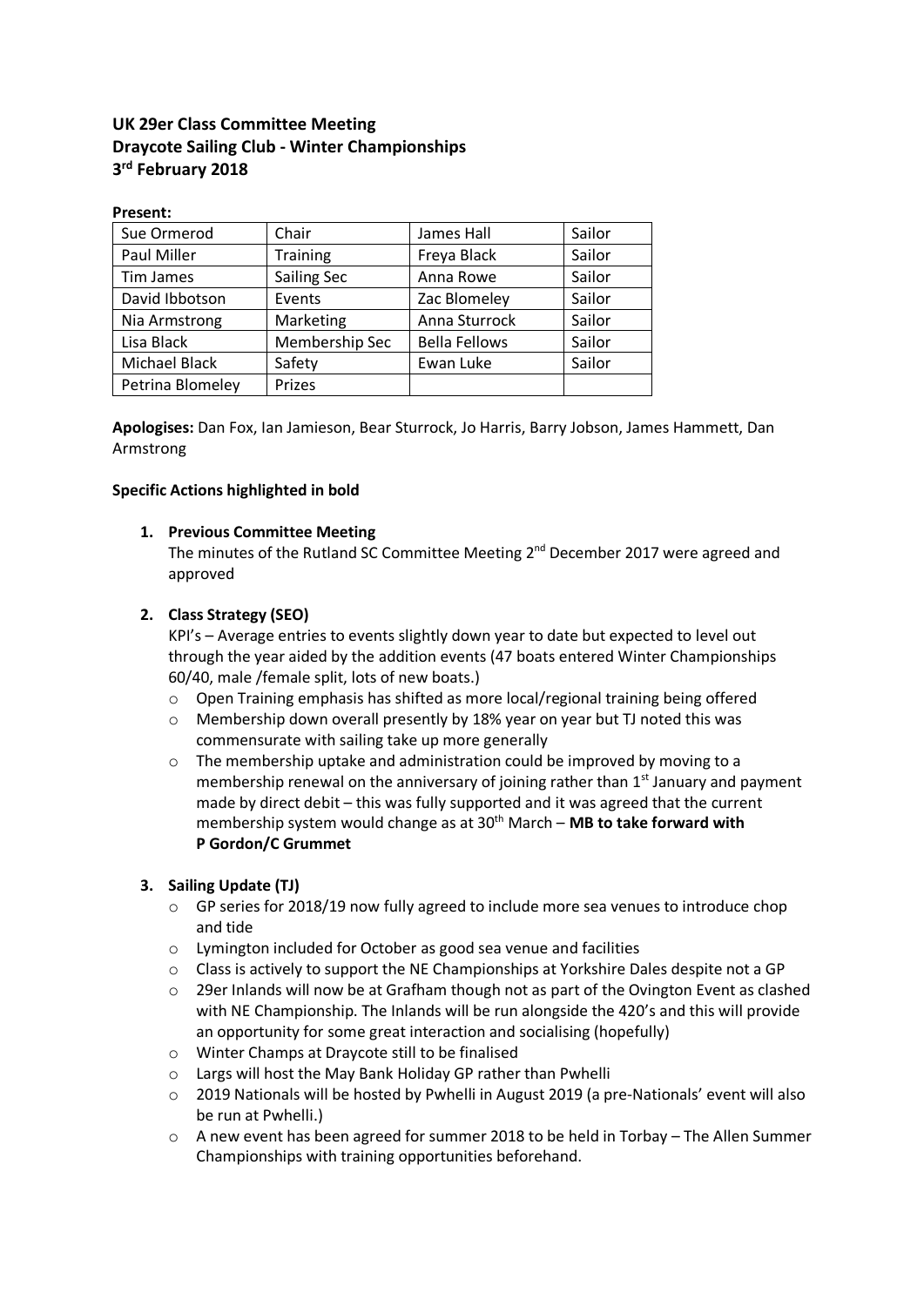**UK 29er Class Committee Meeting**
**Draycote Sailing Club - Winter Championships**
**3rd February 2018**

**Present:**

| Sue Ormerod | Chair | James Hall | Sailor |
|---|---|---|---|
| Paul Miller | Training | Freya Black | Sailor |
| Tim James | Sailing Sec | Anna Rowe | Sailor |
| David Ibbotson | Events | Zac Blomeley | Sailor |
| Nia Armstrong | Marketing | Anna Sturrock | Sailor |
| Lisa Black | Membership Sec | Bella Fellows | Sailor |
| Michael Black | Safety | Ewan Luke | Sailor |
| Petrina Blomeley | Prizes | | |

**Apologises:** Dan Fox, Ian Jamieson, Bear Sturrock, Jo Harris, Barry Jobson, James Hammett, Dan Armstrong

**Specific Actions highlighted in bold**

1. **Previous Committee Meeting**
   The minutes of the Rutland SC Committee Meeting 2nd December 2017 were agreed and approved

2. **Class Strategy (SEO)**
   KPI's – Average entries to events slightly down year to date but expected to level out through the year aided by the addition events (47 boats entered Winter Championships 60/40, male /female split, lots of new boats.)
   - Open Training emphasis has shifted as more local/regional training being offered
   - Membership down overall presently by 18% year on year but TJ noted this was commensurate with sailing take up more generally
   - The membership uptake and administration could be improved by moving to a membership renewal on the anniversary of joining rather than 1st January and payment made by direct debit – this was fully supported and it was agreed that the current membership system would change as at 30th March – **MB to take forward with P Gordon/C Grummet**

3. **Sailing Update (TJ)**
   - GP series for 2018/19 now fully agreed to include more sea venues to introduce chop and tide
   - Lymington included for October as good sea venue and facilities
   - Class is actively to support the NE Championships at Yorkshire Dales despite not a GP
   - 29er Inlands will now be at Grafham though not as part of the Ovington Event as clashed with NE Championship. The Inlands will be run alongside the 420's and this will provide an opportunity for some great interaction and socialising (hopefully)
   - Winter Champs at Draycote still to be finalised
   - Largs will host the May Bank Holiday GP rather than Pwhelli
   - 2019 Nationals will be hosted by Pwhelli in August 2019 (a pre-Nationals' event will also be run at Pwhelli.)
   - A new event has been agreed for summer 2018 to be held in Torbay – The Allen Summer Championships with training opportunities beforehand.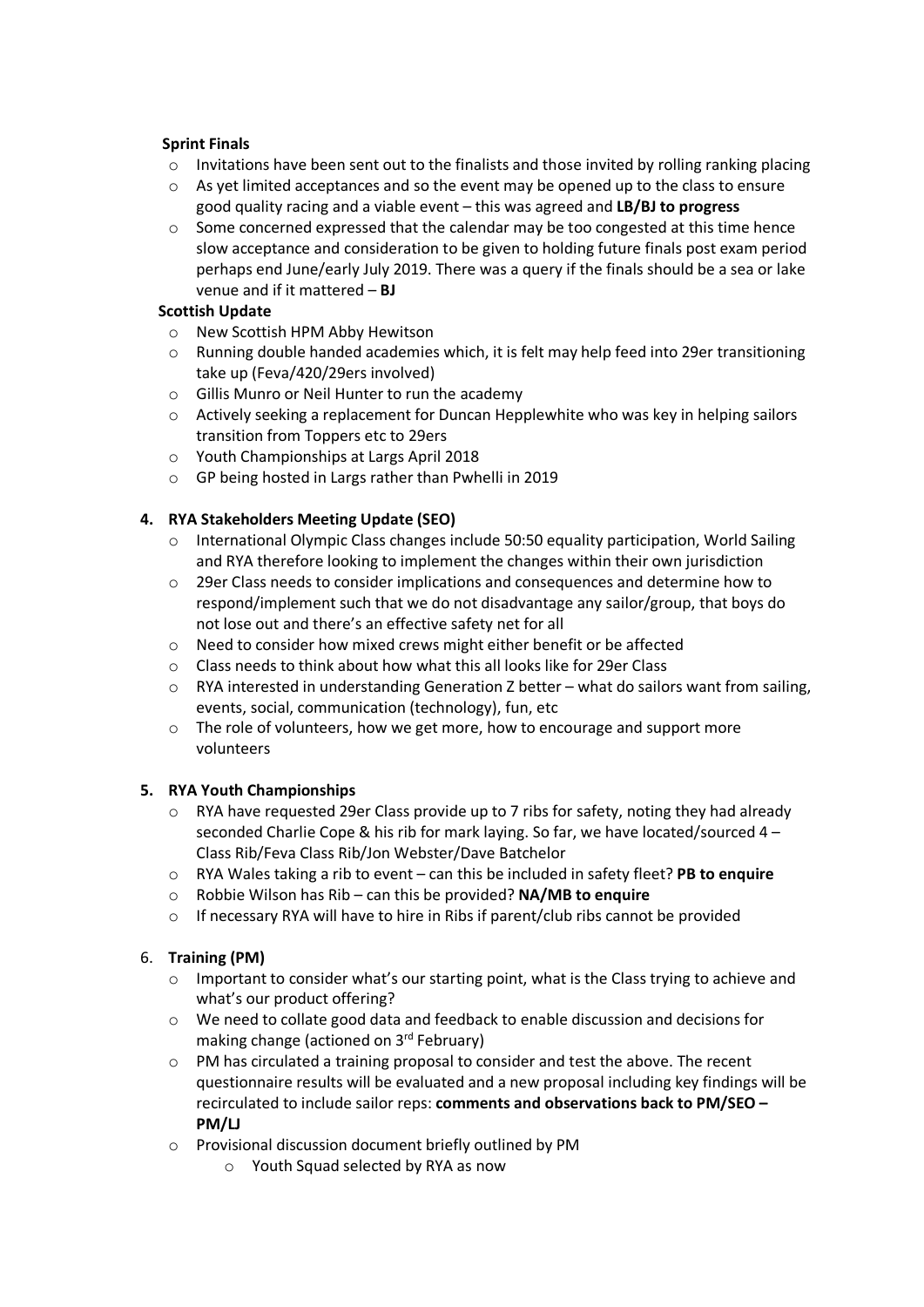**Sprint Finals**

- Invitations have been sent out to the finalists and those invited by rolling ranking placing
- As yet limited acceptances and so the event may be opened up to the class to ensure good quality racing and a viable event – this was agreed and **LB/BJ to progress**
- Some concerned expressed that the calendar may be too congested at this time hence slow acceptance and consideration to be given to holding future finals post exam period perhaps end June/early July 2019. There was a query if the finals should be a sea or lake venue and if it mattered – **BJ**

**Scottish Update**

- New Scottish HPM Abby Hewitson
- Running double handed academies which, it is felt may help feed into 29er transitioning take up (Feva/420/29ers involved)
- Gillis Munro or Neil Hunter to run the academy
- Actively seeking a replacement for Duncan Hepplewhite who was key in helping sailors transition from Toppers etc to 29ers
- Youth Championships at Largs April 2018
- GP being hosted in Largs rather than Pwhelli in 2019

**4. RYA Stakeholders Meeting Update (SEO)**

- International Olympic Class changes include 50:50 equality participation, World Sailing and RYA therefore looking to implement the changes within their own jurisdiction
- 29er Class needs to consider implications and consequences and determine how to respond/implement such that we do not disadvantage any sailor/group, that boys do not lose out and there's an effective safety net for all
- Need to consider how mixed crews might either benefit or be affected
- Class needs to think about how what this all looks like for 29er Class
- RYA interested in understanding Generation Z better – what do sailors want from sailing, events, social, communication (technology), fun, etc
- The role of volunteers, how we get more, how to encourage and support more volunteers

**5. RYA Youth Championships**

- RYA have requested 29er Class provide up to 7 ribs for safety, noting they had already seconded Charlie Cope & his rib for mark laying. So far, we have located/sourced 4 – Class Rib/Feva Class Rib/Jon Webster/Dave Batchelor
- RYA Wales taking a rib to event – can this be included in safety fleet? **PB to enquire**
- Robbie Wilson has Rib – can this be provided? **NA/MB to enquire**
- If necessary RYA will have to hire in Ribs if parent/club ribs cannot be provided

6. **Training (PM)**

- Important to consider what's our starting point, what is the Class trying to achieve and what's our product offering?
- We need to collate good data and feedback to enable discussion and decisions for making change (actioned on 3rd February)
- PM has circulated a training proposal to consider and test the above. The recent questionnaire results will be evaluated and a new proposal including key findings will be recirculated to include sailor reps: **comments and observations back to PM/SEO – PM/LJ**
- Provisional discussion document briefly outlined by PM
  - Youth Squad selected by RYA as now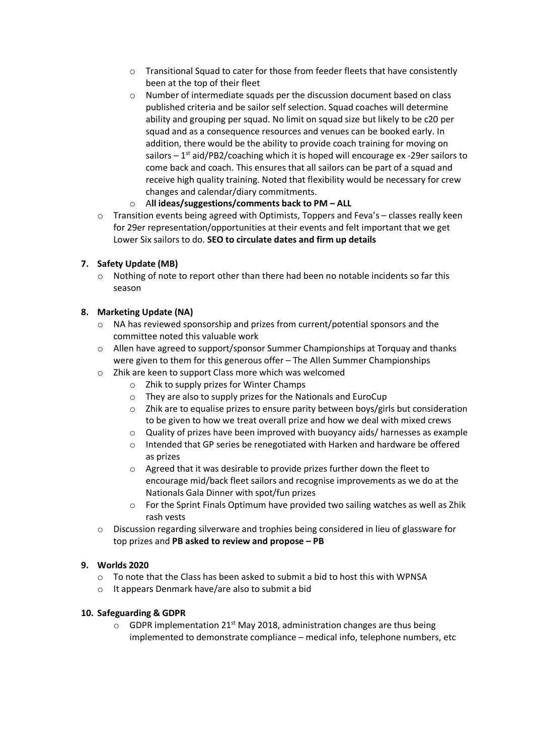- Transitional Squad to cater for those from feeder fleets that have consistently been at the top of their fleet
  - Number of intermediate squads per the discussion document based on class published criteria and be sailor self selection. Squad coaches will determine ability and grouping per squad. No limit on squad size but likely to be c20 per squad and as a consequence resources and venues can be booked early. In addition, there would be the ability to provide coach training for moving on sailors – 1st aid/PB2/coaching which it is hoped will encourage ex -29er sailors to come back and coach. This ensures that all sailors can be part of a squad and receive high quality training. Noted that flexibility would be necessary for crew changes and calendar/diary commitments.
  - A**ll ideas/suggestions/comments back to PM – ALL**
- Transition events being agreed with Optimists, Toppers and Feva's – classes really keen for 29er representation/opportunities at their events and felt important that we get Lower Six sailors to do. **SEO to circulate dates and firm up details**

**7. Safety Update (MB)**

- Nothing of note to report other than there had been no notable incidents so far this season

**8. Marketing Update (NA)**

- NA has reviewed sponsorship and prizes from current/potential sponsors and the committee noted this valuable work
- Allen have agreed to support/sponsor Summer Championships at Torquay and thanks were given to them for this generous offer – The Allen Summer Championships
- Zhik are keen to support Class more which was welcomed
  - Zhik to supply prizes for Winter Champs
  - They are also to supply prizes for the Nationals and EuroCup
  - Zhik are to equalise prizes to ensure parity between boys/girls but consideration to be given to how we treat overall prize and how we deal with mixed crews
  - Quality of prizes have been improved with buoyancy aids/ harnesses as example
  - Intended that GP series be renegotiated with Harken and hardware be offered as prizes
  - Agreed that it was desirable to provide prizes further down the fleet to encourage mid/back fleet sailors and recognise improvements as we do at the Nationals Gala Dinner with spot/fun prizes
  - For the Sprint Finals Optimum have provided two sailing watches as well as Zhik rash vests
- Discussion regarding silverware and trophies being considered in lieu of glassware for top prizes and **PB asked to review and propose – PB**

**9. Worlds 2020**

- To note that the Class has been asked to submit a bid to host this with WPNSA
- It appears Denmark have/are also to submit a bid

**10. Safeguarding & GDPR**

- GDPR implementation 21st May 2018, administration changes are thus being implemented to demonstrate compliance – medical info, telephone numbers, etc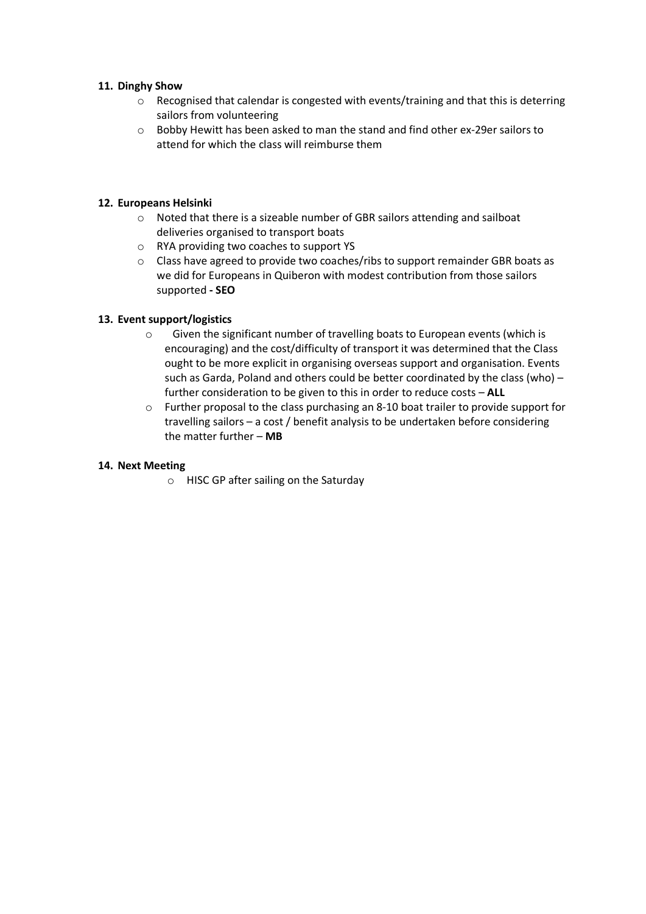**11. Dinghy Show**

- Recognised that calendar is congested with events/training and that this is deterring sailors from volunteering
- Bobby Hewitt has been asked to man the stand and find other ex-29er sailors to attend for which the class will reimburse them

**12. Europeans Helsinki**

- Noted that there is a sizeable number of GBR sailors attending and sailboat deliveries organised to transport boats
- RYA providing two coaches to support YS
- Class have agreed to provide two coaches/ribs to support remainder GBR boats as we did for Europeans in Quiberon with modest contribution from those sailors supported **- SEO**

**13. Event support/logistics**

- Given the significant number of travelling boats to European events (which is encouraging) and the cost/difficulty of transport it was determined that the Class ought to be more explicit in organising overseas support and organisation. Events such as Garda, Poland and others could be better coordinated by the class (who) – further consideration to be given to this in order to reduce costs – **ALL**
- Further proposal to the class purchasing an 8-10 boat trailer to provide support for travelling sailors – a cost / benefit analysis to be undertaken before considering the matter further – **MB**

**14. Next Meeting**

- HISC GP after sailing on the Saturday